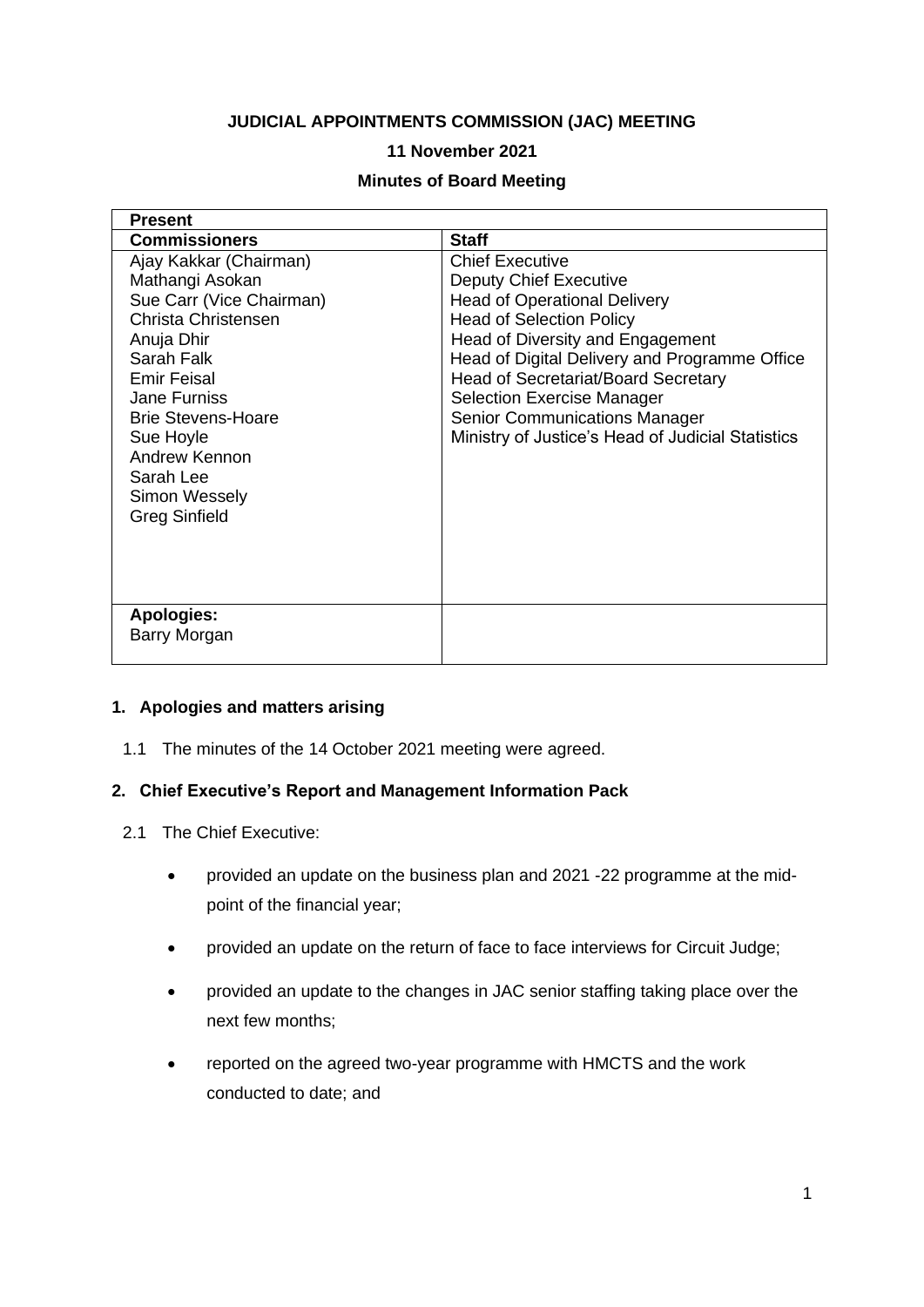**JUDICIAL APPOINTMENTS COMMISSION (JAC) MEETING**

**11 November 2021**

**Minutes of Board Meeting**

| **Present** | |
|---|---|
| **Commissioners** | **Staff** |
| Ajay Kakkar (Chairman)<br>Mathangi Asokan<br>Sue Carr (Vice Chairman)<br>Christa Christensen<br>Anuja Dhir<br>Sarah Falk<br>Emir Feisal<br>Jane Furniss<br>Brie Stevens-Hoare<br>Sue Hoyle<br>Andrew Kennon<br>Sarah Lee<br>Simon Wessely<br>Greg Sinfield | Chief Executive<br>Deputy Chief Executive<br>Head of Operational Delivery<br>Head of Selection Policy<br>Head of Diversity and Engagement<br>Head of Digital Delivery and Programme Office<br>Head of Secretariat/Board Secretary<br>Selection Exercise Manager<br>Senior Communications Manager<br>Ministry of Justice's Head of Judicial Statistics |
| **Apologies:**<br>Barry Morgan | |

## 1. Apologies and matters arising

1.1 The minutes of the 14 October 2021 meeting were agreed.

## 2. Chief Executive's Report and Management Information Pack

2.1 The Chief Executive:

- provided an update on the business plan and 2021 -22 programme at the mid-point of the financial year;
- provided an update on the return of face to face interviews for Circuit Judge;
- provided an update to the changes in JAC senior staffing taking place over the next few months;
- reported on the agreed two-year programme with HMCTS and the work conducted to date; and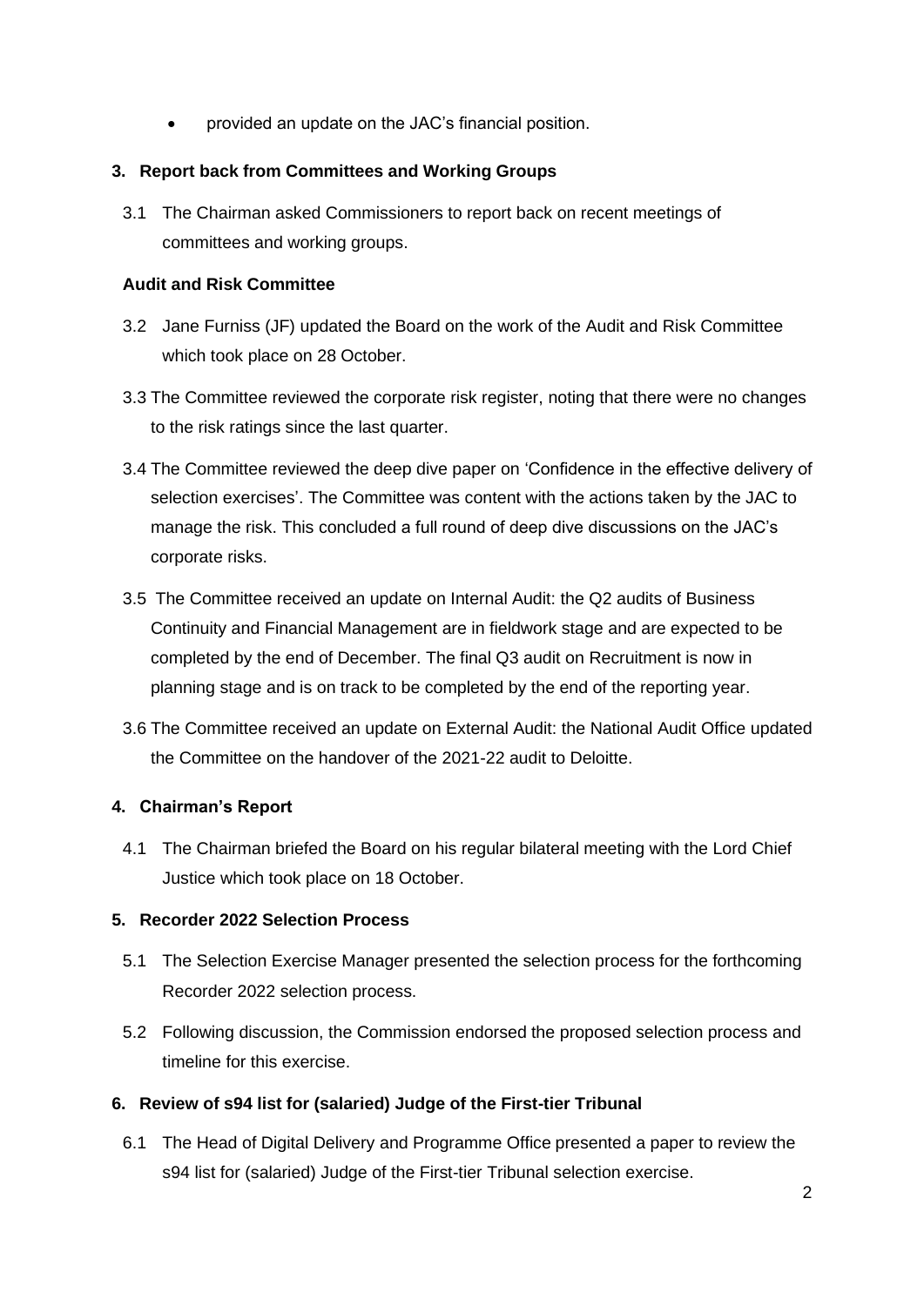- provided an update on the JAC's financial position.

## 3. Report back from Committees and Working Groups

3.1 The Chairman asked Commissioners to report back on recent meetings of committees and working groups.

### Audit and Risk Committee

3.2 Jane Furniss (JF) updated the Board on the work of the Audit and Risk Committee which took place on 28 October.

3.3 The Committee reviewed the corporate risk register, noting that there were no changes to the risk ratings since the last quarter.

3.4 The Committee reviewed the deep dive paper on 'Confidence in the effective delivery of selection exercises'. The Committee was content with the actions taken by the JAC to manage the risk. This concluded a full round of deep dive discussions on the JAC's corporate risks.

3.5 The Committee received an update on Internal Audit: the Q2 audits of Business Continuity and Financial Management are in fieldwork stage and are expected to be completed by the end of December. The final Q3 audit on Recruitment is now in planning stage and is on track to be completed by the end of the reporting year.

3.6 The Committee received an update on External Audit: the National Audit Office updated the Committee on the handover of the 2021-22 audit to Deloitte.

## 4. Chairman's Report

4.1 The Chairman briefed the Board on his regular bilateral meeting with the Lord Chief Justice which took place on 18 October.

## 5. Recorder 2022 Selection Process

5.1 The Selection Exercise Manager presented the selection process for the forthcoming Recorder 2022 selection process.

5.2 Following discussion, the Commission endorsed the proposed selection process and timeline for this exercise.

## 6. Review of s94 list for (salaried) Judge of the First-tier Tribunal

6.1 The Head of Digital Delivery and Programme Office presented a paper to review the s94 list for (salaried) Judge of the First-tier Tribunal selection exercise.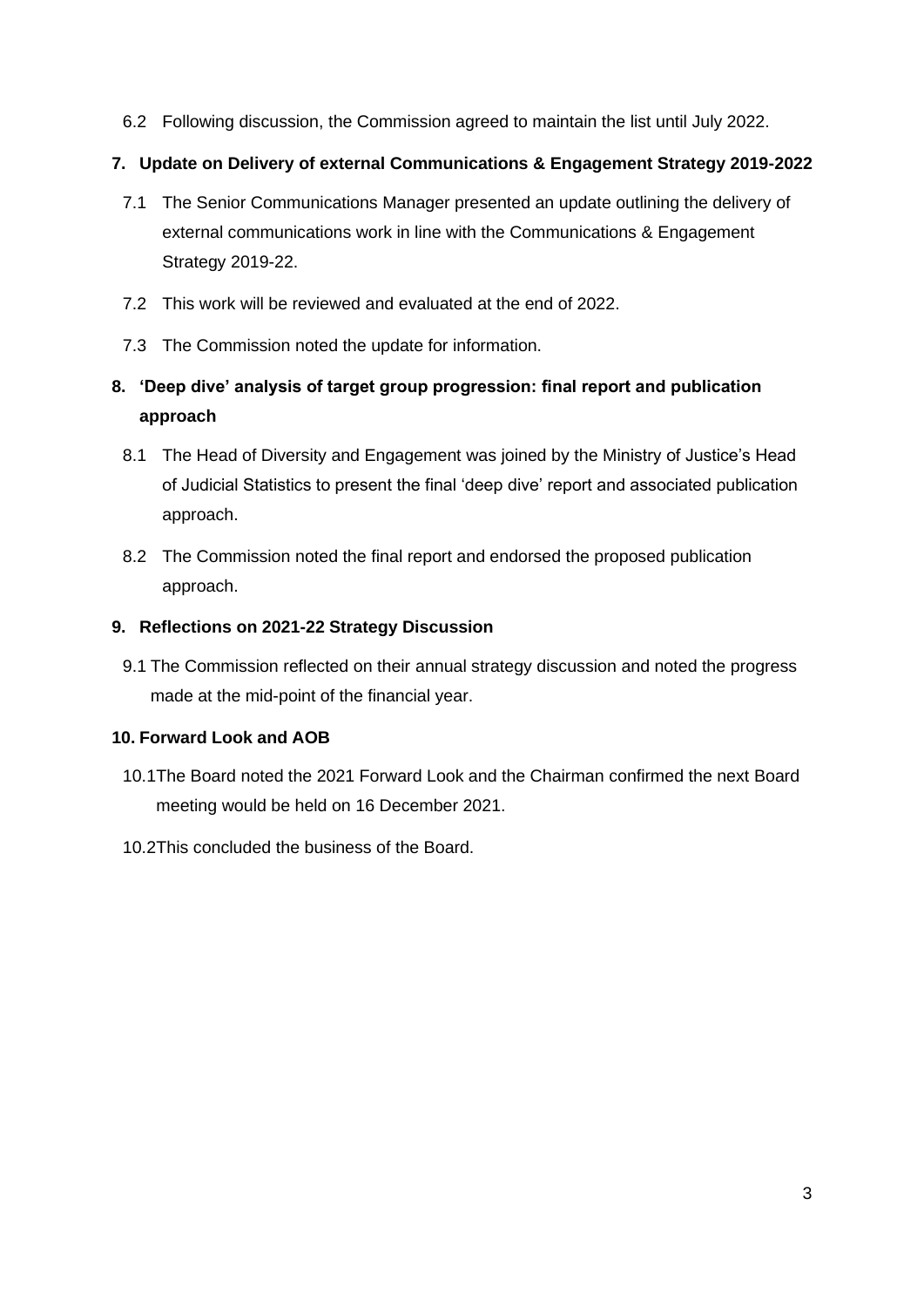6.2 Following discussion, the Commission agreed to maintain the list until July 2022.

**7. Update on Delivery of external Communications & Engagement Strategy 2019-2022**

7.1 The Senior Communications Manager presented an update outlining the delivery of external communications work in line with the Communications & Engagement Strategy 2019-22.

7.2 This work will be reviewed and evaluated at the end of 2022.

7.3 The Commission noted the update for information.

**8. 'Deep dive' analysis of target group progression: final report and publication approach**

8.1 The Head of Diversity and Engagement was joined by the Ministry of Justice's Head of Judicial Statistics to present the final 'deep dive' report and associated publication approach.

8.2 The Commission noted the final report and endorsed the proposed publication approach.

**9. Reflections on 2021-22 Strategy Discussion**

9.1 The Commission reflected on their annual strategy discussion and noted the progress made at the mid-point of the financial year.

**10. Forward Look and AOB**

10.1 The Board noted the 2021 Forward Look and the Chairman confirmed the next Board meeting would be held on 16 December 2021.

10.2 This concluded the business of the Board.